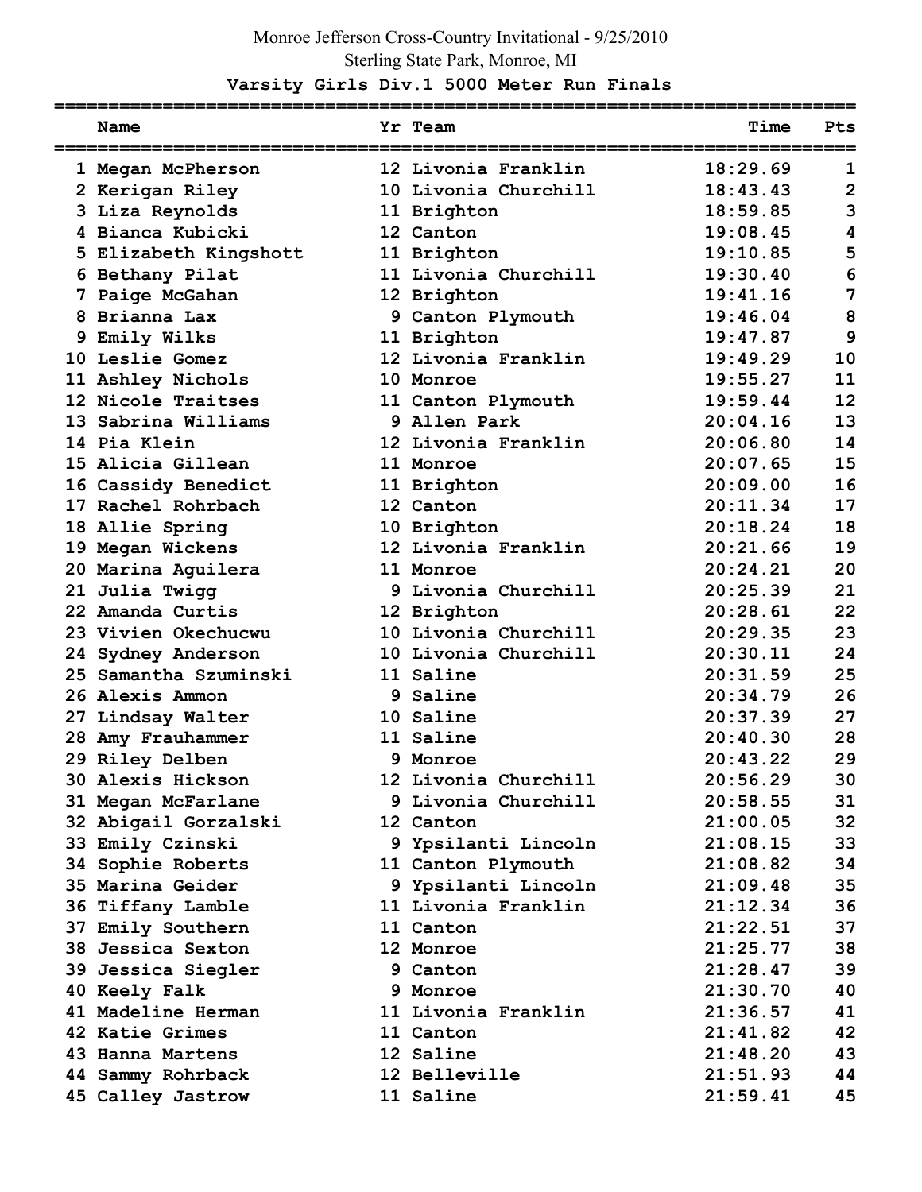Monroe Jefferson Cross-Country Invitational - 9/25/2010

Sterling State Park, Monroe, MI

**Varsity Girls Div.1 5000 Meter Run Finals**

| | Name | Yr | Team | Time | Pts |
|---|---|---|---|---|---|
| 1 | Megan McPherson | 12 | Livonia Franklin | 18:29.69 | 1 |
| 2 | Kerigan Riley | 10 | Livonia Churchill | 18:43.43 | 2 |
| 3 | Liza Reynolds | 11 | Brighton | 18:59.85 | 3 |
| 4 | Bianca Kubicki | 12 | Canton | 19:08.45 | 4 |
| 5 | Elizabeth Kingshott | 11 | Brighton | 19:10.85 | 5 |
| 6 | Bethany Pilat | 11 | Livonia Churchill | 19:30.40 | 6 |
| 7 | Paige McGahan | 12 | Brighton | 19:41.16 | 7 |
| 8 | Brianna Lax | 9 | Canton Plymouth | 19:46.04 | 8 |
| 9 | Emily Wilks | 11 | Brighton | 19:47.87 | 9 |
| 10 | Leslie Gomez | 12 | Livonia Franklin | 19:49.29 | 10 |
| 11 | Ashley Nichols | 10 | Monroe | 19:55.27 | 11 |
| 12 | Nicole Traitses | 11 | Canton Plymouth | 19:59.44 | 12 |
| 13 | Sabrina Williams | 9 | Allen Park | 20:04.16 | 13 |
| 14 | Pia Klein | 12 | Livonia Franklin | 20:06.80 | 14 |
| 15 | Alicia Gillean | 11 | Monroe | 20:07.65 | 15 |
| 16 | Cassidy Benedict | 11 | Brighton | 20:09.00 | 16 |
| 17 | Rachel Rohrbach | 12 | Canton | 20:11.34 | 17 |
| 18 | Allie Spring | 10 | Brighton | 20:18.24 | 18 |
| 19 | Megan Wickens | 12 | Livonia Franklin | 20:21.66 | 19 |
| 20 | Marina Aguilera | 11 | Monroe | 20:24.21 | 20 |
| 21 | Julia Twigg | 9 | Livonia Churchill | 20:25.39 | 21 |
| 22 | Amanda Curtis | 12 | Brighton | 20:28.61 | 22 |
| 23 | Vivien Okechucwu | 10 | Livonia Churchill | 20:29.35 | 23 |
| 24 | Sydney Anderson | 10 | Livonia Churchill | 20:30.11 | 24 |
| 25 | Samantha Szuminski | 11 | Saline | 20:31.59 | 25 |
| 26 | Alexis Ammon | 9 | Saline | 20:34.79 | 26 |
| 27 | Lindsay Walter | 10 | Saline | 20:37.39 | 27 |
| 28 | Amy Frauhammer | 11 | Saline | 20:40.30 | 28 |
| 29 | Riley Delben | 9 | Monroe | 20:43.22 | 29 |
| 30 | Alexis Hickson | 12 | Livonia Churchill | 20:56.29 | 30 |
| 31 | Megan McFarlane | 9 | Livonia Churchill | 20:58.55 | 31 |
| 32 | Abigail Gorzalski | 12 | Canton | 21:00.05 | 32 |
| 33 | Emily Czinski | 9 | Ypsilanti Lincoln | 21:08.15 | 33 |
| 34 | Sophie Roberts | 11 | Canton Plymouth | 21:08.82 | 34 |
| 35 | Marina Geider | 9 | Ypsilanti Lincoln | 21:09.48 | 35 |
| 36 | Tiffany Lamble | 11 | Livonia Franklin | 21:12.34 | 36 |
| 37 | Emily Southern | 11 | Canton | 21:22.51 | 37 |
| 38 | Jessica Sexton | 12 | Monroe | 21:25.77 | 38 |
| 39 | Jessica Siegler | 9 | Canton | 21:28.47 | 39 |
| 40 | Keely Falk | 9 | Monroe | 21:30.70 | 40 |
| 41 | Madeline Herman | 11 | Livonia Franklin | 21:36.57 | 41 |
| 42 | Katie Grimes | 11 | Canton | 21:41.82 | 42 |
| 43 | Hanna Martens | 12 | Saline | 21:48.20 | 43 |
| 44 | Sammy Rohrback | 12 | Belleville | 21:51.93 | 44 |
| 45 | Calley Jastrow | 11 | Saline | 21:59.41 | 45 |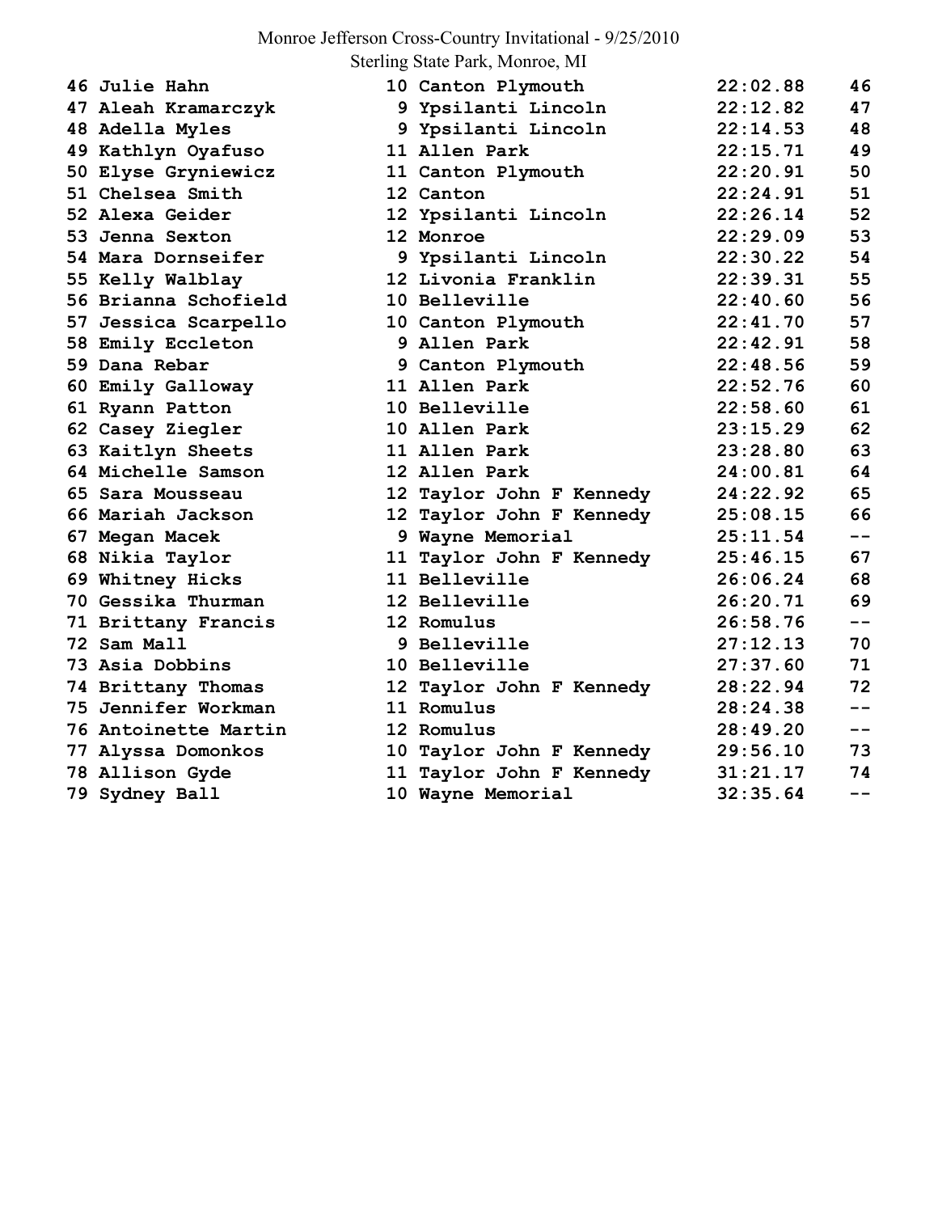| | | | | | |
|---|---|---|---|---|---|
| 46 | Julie Hahn | 10 | Canton Plymouth | 22:02.88 | 46 |
| 47 | Aleah Kramarczyk | 9 | Ypsilanti Lincoln | 22:12.82 | 47 |
| 48 | Adella Myles | 9 | Ypsilanti Lincoln | 22:14.53 | 48 |
| 49 | Kathlyn Oyafuso | 11 | Allen Park | 22:15.71 | 49 |
| 50 | Elyse Gryniewicz | 11 | Canton Plymouth | 22:20.91 | 50 |
| 51 | Chelsea Smith | 12 | Canton | 22:24.91 | 51 |
| 52 | Alexa Geider | 12 | Ypsilanti Lincoln | 22:26.14 | 52 |
| 53 | Jenna Sexton | 12 | Monroe | 22:29.09 | 53 |
| 54 | Mara Dornseifer | 9 | Ypsilanti Lincoln | 22:30.22 | 54 |
| 55 | Kelly Walblay | 12 | Livonia Franklin | 22:39.31 | 55 |
| 56 | Brianna Schofield | 10 | Belleville | 22:40.60 | 56 |
| 57 | Jessica Scarpello | 10 | Canton Plymouth | 22:41.70 | 57 |
| 58 | Emily Eccleton | 9 | Allen Park | 22:42.91 | 58 |
| 59 | Dana Rebar | 9 | Canton Plymouth | 22:48.56 | 59 |
| 60 | Emily Galloway | 11 | Allen Park | 22:52.76 | 60 |
| 61 | Ryann Patton | 10 | Belleville | 22:58.60 | 61 |
| 62 | Casey Ziegler | 10 | Allen Park | 23:15.29 | 62 |
| 63 | Kaitlyn Sheets | 11 | Allen Park | 23:28.80 | 63 |
| 64 | Michelle Samson | 12 | Allen Park | 24:00.81 | 64 |
| 65 | Sara Mousseau | 12 | Taylor John F Kennedy | 24:22.92 | 65 |
| 66 | Mariah Jackson | 12 | Taylor John F Kennedy | 25:08.15 | 66 |
| 67 | Megan Macek | 9 | Wayne Memorial | 25:11.54 | -- |
| 68 | Nikia Taylor | 11 | Taylor John F Kennedy | 25:46.15 | 67 |
| 69 | Whitney Hicks | 11 | Belleville | 26:06.24 | 68 |
| 70 | Gessika Thurman | 12 | Belleville | 26:20.71 | 69 |
| 71 | Brittany Francis | 12 | Romulus | 26:58.76 | -- |
| 72 | Sam Mall | 9 | Belleville | 27:12.13 | 70 |
| 73 | Asia Dobbins | 10 | Belleville | 27:37.60 | 71 |
| 74 | Brittany Thomas | 12 | Taylor John F Kennedy | 28:22.94 | 72 |
| 75 | Jennifer Workman | 11 | Romulus | 28:24.38 | -- |
| 76 | Antoinette Martin | 12 | Romulus | 28:49.20 | -- |
| 77 | Alyssa Domonkos | 10 | Taylor John F Kennedy | 29:56.10 | 73 |
| 78 | Allison Gyde | 11 | Taylor John F Kennedy | 31:21.17 | 74 |
| 79 | Sydney Ball | 10 | Wayne Memorial | 32:35.64 | -- |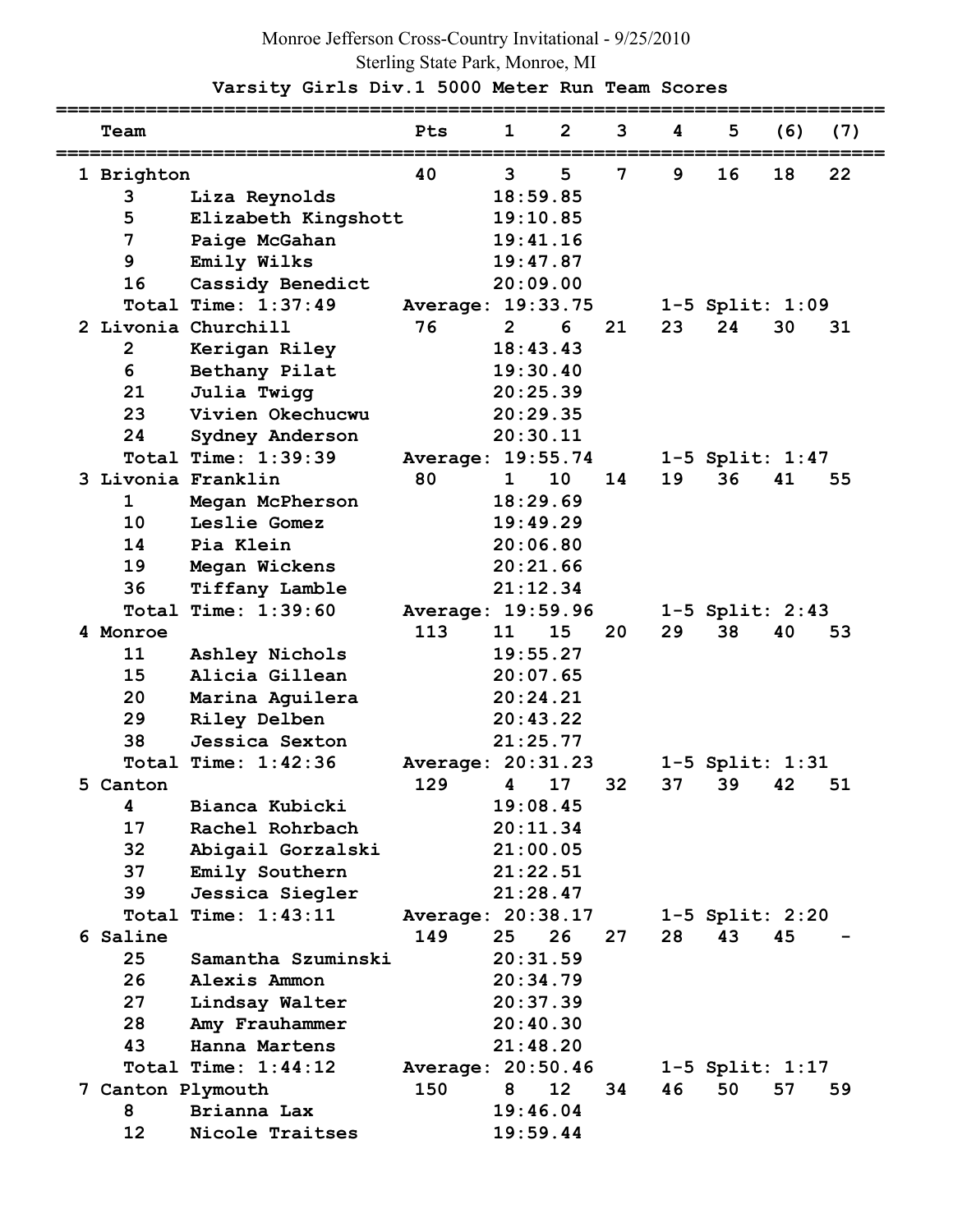Monroe Jefferson Cross-Country Invitational - 9/25/2010

Sterling State Park, Monroe, MI

**Varsity Girls Div.1 5000 Meter Run Team Scores**

| Team | | Pts | 1 | 2 | 3 | 4 | 5 | (6) | (7) |
|---|---|---|---|---|---|---|---|---|---|
| 1 Brighton | | 40 | 3 | 5 | 7 | 9 | 16 | 18 | 22 |
| 3 | Liza Reynolds | | 18:59.85 | | | | | | |
| 5 | Elizabeth Kingshott | | 19:10.85 | | | | | | |
| 7 | Paige McGahan | | 19:41.16 | | | | | | |
| 9 | Emily Wilks | | 19:47.87 | | | | | | |
| 16 | Cassidy Benedict | | 20:09.00 | | | | | | |
| Total Time: 1:37:49 | | Average: 19:33.75 | | | | 1-5 Split: 1:09 | | | |
| 2 Livonia Churchill | | 76 | 2 | 6 | 21 | 23 | 24 | 30 | 31 |
| 2 | Kerigan Riley | | 18:43.43 | | | | | | |
| 6 | Bethany Pilat | | 19:30.40 | | | | | | |
| 21 | Julia Twigg | | 20:25.39 | | | | | | |
| 23 | Vivien Okechucwu | | 20:29.35 | | | | | | |
| 24 | Sydney Anderson | | 20:30.11 | | | | | | |
| Total Time: 1:39:39 | | Average: 19:55.74 | | | | 1-5 Split: 1:47 | | | |
| 3 Livonia Franklin | | 80 | 1 | 10 | 14 | 19 | 36 | 41 | 55 |
| 1 | Megan McPherson | | 18:29.69 | | | | | | |
| 10 | Leslie Gomez | | 19:49.29 | | | | | | |
| 14 | Pia Klein | | 20:06.80 | | | | | | |
| 19 | Megan Wickens | | 20:21.66 | | | | | | |
| 36 | Tiffany Lamble | | 21:12.34 | | | | | | |
| Total Time: 1:39:60 | | Average: 19:59.96 | | | | 1-5 Split: 2:43 | | | |
| 4 Monroe | | 113 | 11 | 15 | 20 | 29 | 38 | 40 | 53 |
| 11 | Ashley Nichols | | 19:55.27 | | | | | | |
| 15 | Alicia Gillean | | 20:07.65 | | | | | | |
| 20 | Marina Aguilera | | 20:24.21 | | | | | | |
| 29 | Riley Delben | | 20:43.22 | | | | | | |
| 38 | Jessica Sexton | | 21:25.77 | | | | | | |
| Total Time: 1:42:36 | | Average: 20:31.23 | | | | 1-5 Split: 1:31 | | | |
| 5 Canton | | 129 | 4 | 17 | 32 | 37 | 39 | 42 | 51 |
| 4 | Bianca Kubicki | | 19:08.45 | | | | | | |
| 17 | Rachel Rohrbach | | 20:11.34 | | | | | | |
| 32 | Abigail Gorzalski | | 21:00.05 | | | | | | |
| 37 | Emily Southern | | 21:22.51 | | | | | | |
| 39 | Jessica Siegler | | 21:28.47 | | | | | | |
| Total Time: 1:43:11 | | Average: 20:38.17 | | | | 1-5 Split: 2:20 | | | |
| 6 Saline | | 149 | 25 | 26 | 27 | 28 | 43 | 45 | - |
| 25 | Samantha Szuminski | | 20:31.59 | | | | | | |
| 26 | Alexis Ammon | | 20:34.79 | | | | | | |
| 27 | Lindsay Walter | | 20:37.39 | | | | | | |
| 28 | Amy Frauhammer | | 20:40.30 | | | | | | |
| 43 | Hanna Martens | | 21:48.20 | | | | | | |
| Total Time: 1:44:12 | | Average: 20:50.46 | | | | 1-5 Split: 1:17 | | | |
| 7 Canton Plymouth | | 150 | 8 | 12 | 34 | 46 | 50 | 57 | 59 |
| 8 | Brianna Lax | | 19:46.04 | | | | | | |
| 12 | Nicole Traitses | | 19:59.44 | | | | | | |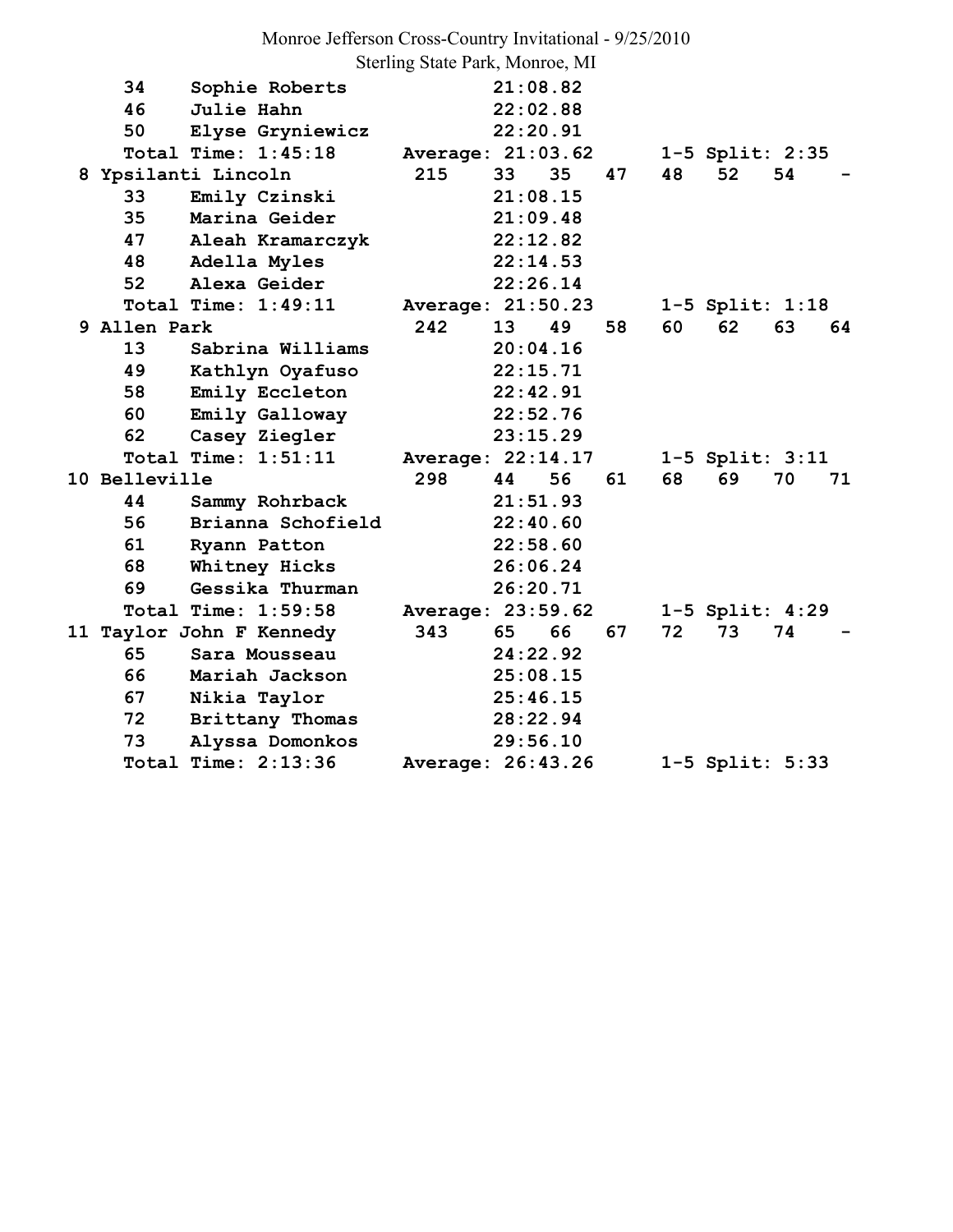```
    34    Sophie Roberts              21:08.82
    46    Julie Hahn                  22:02.88
    50    Elyse Gryniewicz            22:20.91
    Total Time: 1:45:18     Average: 21:03.62      1-5 Split: 2:35
 8 Ypsilanti Lincoln         215    33   35   47   48   52   54    -
    33    Emily Czinski               21:08.15
    35    Marina Geider               21:09.48
    47    Aleah Kramarczyk            22:12.82
    48    Adella Myles                22:14.53
    52    Alexa Geider                22:26.14
    Total Time: 1:49:11     Average: 21:50.23      1-5 Split: 1:18
 9 Allen Park                242    13   49   58   60   62   63   64
    13    Sabrina Williams            20:04.16
    49    Kathlyn Oyafuso             22:15.71
    58    Emily Eccleton              22:42.91
    60    Emily Galloway              22:52.76
    62    Casey Ziegler               23:15.29
    Total Time: 1:51:11     Average: 22:14.17      1-5 Split: 3:11
10 Belleville                298    44   56   61   68   69   70   71
    44    Sammy Rohrback              21:51.93
    56    Brianna Schofield           22:40.60
    61    Ryann Patton                22:58.60
    68    Whitney Hicks               26:06.24
    69    Gessika Thurman             26:20.71
    Total Time: 1:59:58     Average: 23:59.62      1-5 Split: 4:29
11 Taylor John F Kennedy     343    65   66   67   72   73   74    -
    65    Sara Mousseau               24:22.92
    66    Mariah Jackson              25:08.15
    67    Nikia Taylor                25:46.15
    72    Brittany Thomas             28:22.94
    73    Alyssa Domonkos             29:56.10
    Total Time: 2:13:36     Average: 26:43.26      1-5 Split: 5:33
```